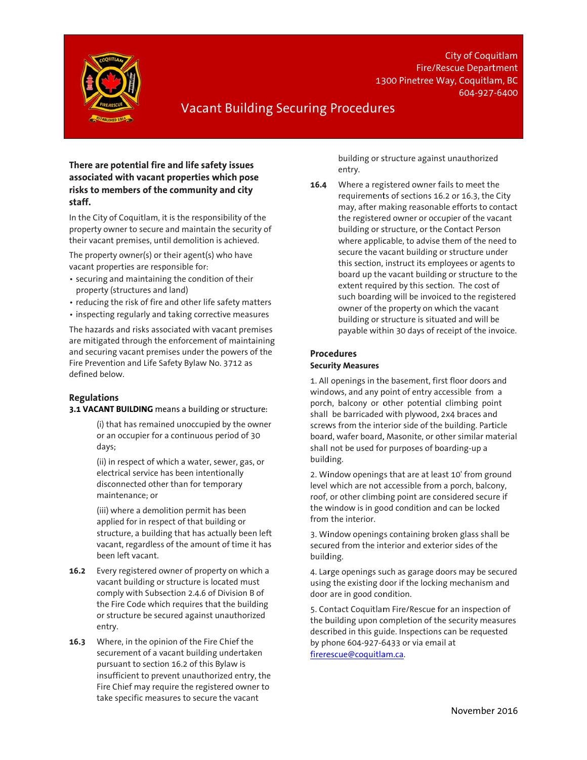City of Coquitlam
Fire/Rescue Department
1300 Pinetree Way, Coquitlam, BC
604-927-6400

# Vacant Building Securing Procedures

**There are potential fire and life safety issues associated with vacant properties which pose risks to members of the community and city staff.**

In the City of Coquitlam, it is the responsibility of the property owner to secure and maintain the security of their vacant premises, until demolition is achieved.

The property owner(s) or their agent(s) who have vacant properties are responsible for:

- securing and maintaining the condition of their property (structures and land)
- reducing the risk of fire and other life safety matters
- inspecting regularly and taking corrective measures

The hazards and risks associated with vacant premises are mitigated through the enforcement of maintaining and securing vacant premises under the powers of the Fire Prevention and Life Safety Bylaw No. 3712 as defined below.

## Regulations

**3.1 VACANT BUILDING** means a building or structure:

(i) that has remained unoccupied by the owner or an occupier for a continuous period of 30 days;

(ii) in respect of which a water, sewer, gas, or electrical service has been intentionally disconnected other than for temporary maintenance; or

(iii) where a demolition permit has been applied for in respect of that building or structure, a building that has actually been left vacant, regardless of the amount of time it has been left vacant.

**16.2** Every registered owner of property on which a vacant building or structure is located must comply with Subsection 2.4.6 of Division B of the Fire Code which requires that the building or structure be secured against unauthorized entry.

**16.3** Where, in the opinion of the Fire Chief the securement of a vacant building undertaken pursuant to section 16.2 of this Bylaw is insufficient to prevent unauthorized entry, the Fire Chief may require the registered owner to take specific measures to secure the vacant building or structure against unauthorized entry.

**16.4** Where a registered owner fails to meet the requirements of sections 16.2 or 16.3, the City may, after making reasonable efforts to contact the registered owner or occupier of the vacant building or structure, or the Contact Person where applicable, to advise them of the need to secure the vacant building or structure under this section, instruct its employees or agents to board up the vacant building or structure to the extent required by this section. The cost of such boarding will be invoiced to the registered owner of the property on which the vacant building or structure is situated and will be payable within 30 days of receipt of the invoice.

## Procedures

### Security Measures

1. All openings in the basement, first floor doors and windows, and any point of entry accessible from a porch, balcony or other potential climbing point shall be barricaded with plywood, 2x4 braces and screws from the interior side of the building. Particle board, wafer board, Masonite, or other similar material shall not be used for purposes of boarding-up a building.

2. Window openings that are at least 10' from ground level which are not accessible from a porch, balcony, roof, or other climbing point are considered secure if the window is in good condition and can be locked from the interior.

3. Window openings containing broken glass shall be secured from the interior and exterior sides of the building.

4. Large openings such as garage doors may be secured using the existing door if the locking mechanism and door are in good condition.

5. Contact Coquitlam Fire/Rescue for an inspection of the building upon completion of the security measures described in this guide. Inspections can be requested by phone 604-927-6433 or via email at firerescue@coquitlam.ca.

November 2016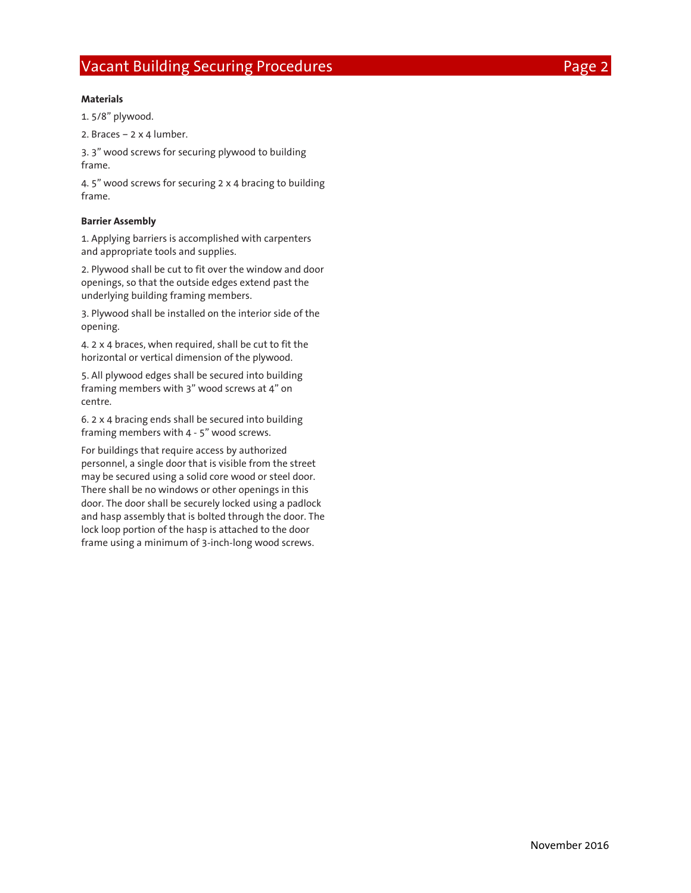**Materials**

1. 5/8” plywood.

2. Braces – 2 x 4 lumber.

3. 3” wood screws for securing plywood to building frame.

4. 5” wood screws for securing 2 x 4 bracing to building frame.

**Barrier Assembly**

1. Applying barriers is accomplished with carpenters and appropriate tools and supplies.

2. Plywood shall be cut to fit over the window and door openings, so that the outside edges extend past the underlying building framing members.

3. Plywood shall be installed on the interior side of the opening.

4. 2 x 4 braces, when required, shall be cut to fit the horizontal or vertical dimension of the plywood.

5. All plywood edges shall be secured into building framing members with 3” wood screws at 4” on centre.

6. 2 x 4 bracing ends shall be secured into building framing members with 4 - 5” wood screws.

For buildings that require access by authorized personnel, a single door that is visible from the street may be secured using a solid core wood or steel door. There shall be no windows or other openings in this door. The door shall be securely locked using a padlock and hasp assembly that is bolted through the door. The lock loop portion of the hasp is attached to the door frame using a minimum of 3-inch-long wood screws.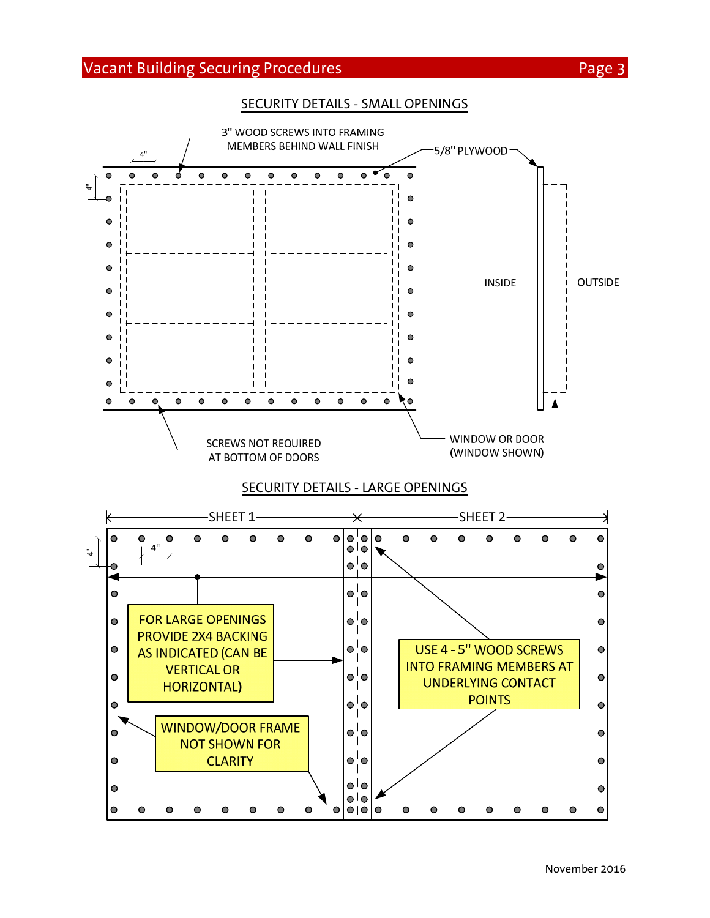## SECURITY DETAILS - SMALL OPENINGS

3" WOOD SCREWS INTO FRAMING MEMBERS BEHIND WALL FINISH

5/8" PLYWOOD

4"

4"

INSIDE

OUTSIDE

SCREWS NOT REQUIRED AT BOTTOM OF DOORS

WINDOW OR DOOR (WINDOW SHOWN)

## SECURITY DETAILS - LARGE OPENINGS

SHEET 1

SHEET 2

4"

4"

FOR LARGE OPENINGS PROVIDE 2X4 BACKING AS INDICATED (CAN BE VERTICAL OR HORIZONTAL)

USE 4 - 5" WOOD SCREWS INTO FRAMING MEMBERS AT UNDERLYING CONTACT POINTS

WINDOW/DOOR FRAME NOT SHOWN FOR CLARITY

November 2016